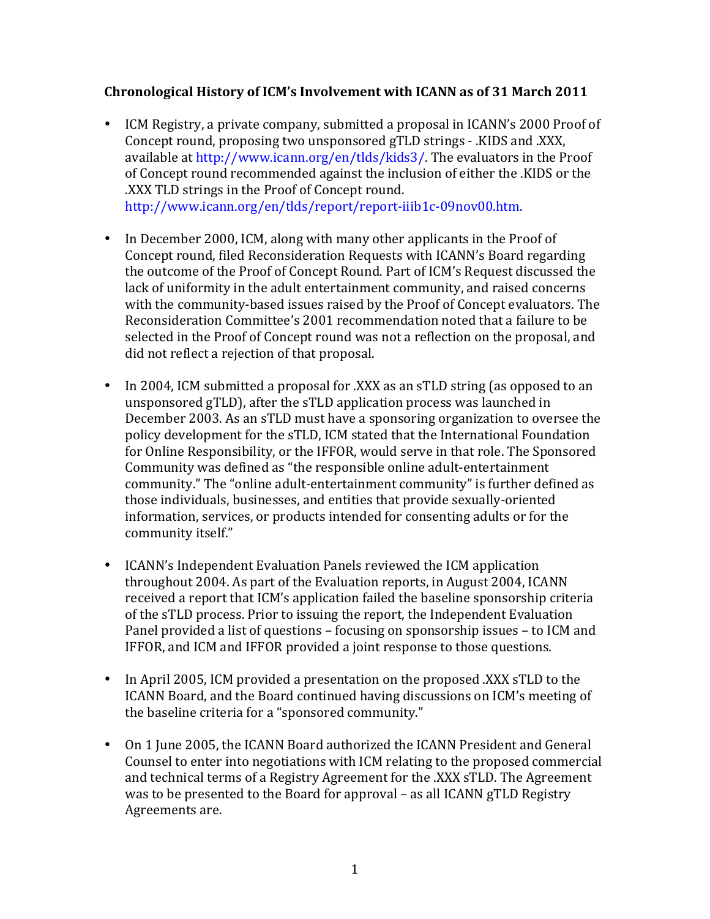**Chronological History of ICM's Involvement with ICANN as of 31 March 2011**

- ICM Registry, a private company, submitted a proposal in ICANN's 2000 Proof of Concept round, proposing two unsponsored gTLD strings - .KIDS and .XXX, available at http://www.icann.org/en/tlds/kids3/. The evaluators in the Proof of Concept round recommended against the inclusion of either the .KIDS or the .XXX TLD strings in the Proof of Concept round. http://www.icann.org/en/tlds/report/report-iiib1c-09nov00.htm.

- In December 2000, ICM, along with many other applicants in the Proof of Concept round, filed Reconsideration Requests with ICANN's Board regarding the outcome of the Proof of Concept Round. Part of ICM's Request discussed the lack of uniformity in the adult entertainment community, and raised concerns with the community-based issues raised by the Proof of Concept evaluators. The Reconsideration Committee's 2001 recommendation noted that a failure to be selected in the Proof of Concept round was not a reflection on the proposal, and did not reflect a rejection of that proposal.

- In 2004, ICM submitted a proposal for .XXX as an sTLD string (as opposed to an unsponsored gTLD), after the sTLD application process was launched in December 2003. As an sTLD must have a sponsoring organization to oversee the policy development for the sTLD, ICM stated that the International Foundation for Online Responsibility, or the IFFOR, would serve in that role. The Sponsored Community was defined as "the responsible online adult-entertainment community." The "online adult-entertainment community" is further defined as those individuals, businesses, and entities that provide sexually-oriented information, services, or products intended for consenting adults or for the community itself."

- ICANN's Independent Evaluation Panels reviewed the ICM application throughout 2004. As part of the Evaluation reports, in August 2004, ICANN received a report that ICM's application failed the baseline sponsorship criteria of the sTLD process. Prior to issuing the report, the Independent Evaluation Panel provided a list of questions – focusing on sponsorship issues – to ICM and IFFOR, and ICM and IFFOR provided a joint response to those questions.

- In April 2005, ICM provided a presentation on the proposed .XXX sTLD to the ICANN Board, and the Board continued having discussions on ICM's meeting of the baseline criteria for a "sponsored community."

- On 1 June 2005, the ICANN Board authorized the ICANN President and General Counsel to enter into negotiations with ICM relating to the proposed commercial and technical terms of a Registry Agreement for the .XXX sTLD. The Agreement was to be presented to the Board for approval – as all ICANN gTLD Registry Agreements are.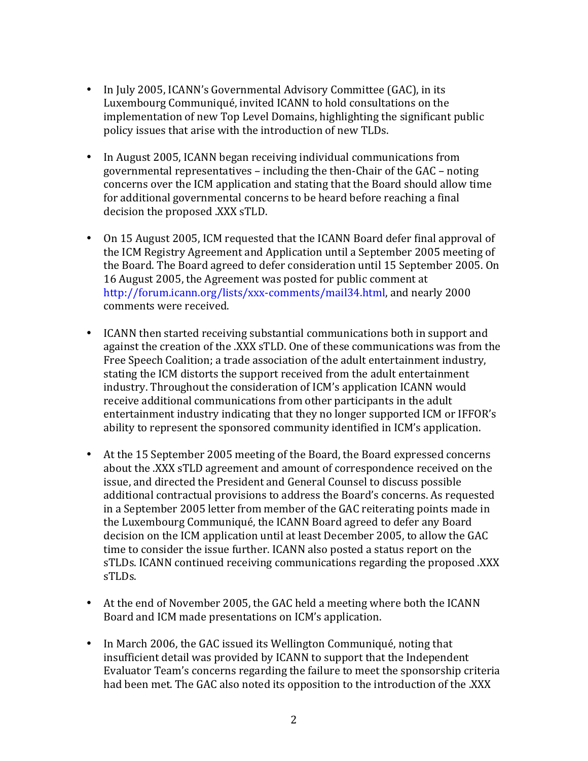- In July 2005, ICANN's Governmental Advisory Committee (GAC), in its Luxembourg Communiqué, invited ICANN to hold consultations on the implementation of new Top Level Domains, highlighting the significant public policy issues that arise with the introduction of new TLDs.

- In August 2005, ICANN began receiving individual communications from governmental representatives – including the then-Chair of the GAC – noting concerns over the ICM application and stating that the Board should allow time for additional governmental concerns to be heard before reaching a final decision the proposed .XXX sTLD.

- On 15 August 2005, ICM requested that the ICANN Board defer final approval of the ICM Registry Agreement and Application until a September 2005 meeting of the Board. The Board agreed to defer consideration until 15 September 2005. On 16 August 2005, the Agreement was posted for public comment at http://forum.icann.org/lists/xxx-comments/mail34.html, and nearly 2000 comments were received.

- ICANN then started receiving substantial communications both in support and against the creation of the .XXX sTLD. One of these communications was from the Free Speech Coalition; a trade association of the adult entertainment industry, stating the ICM distorts the support received from the adult entertainment industry. Throughout the consideration of ICM's application ICANN would receive additional communications from other participants in the adult entertainment industry indicating that they no longer supported ICM or IFFOR's ability to represent the sponsored community identified in ICM's application.

- At the 15 September 2005 meeting of the Board, the Board expressed concerns about the .XXX sTLD agreement and amount of correspondence received on the issue, and directed the President and General Counsel to discuss possible additional contractual provisions to address the Board's concerns. As requested in a September 2005 letter from member of the GAC reiterating points made in the Luxembourg Communiqué, the ICANN Board agreed to defer any Board decision on the ICM application until at least December 2005, to allow the GAC time to consider the issue further. ICANN also posted a status report on the sTLDs. ICANN continued receiving communications regarding the proposed .XXX sTLDs.

- At the end of November 2005, the GAC held a meeting where both the ICANN Board and ICM made presentations on ICM's application.

- In March 2006, the GAC issued its Wellington Communiqué, noting that insufficient detail was provided by ICANN to support that the Independent Evaluator Team's concerns regarding the failure to meet the sponsorship criteria had been met. The GAC also noted its opposition to the introduction of the .XXX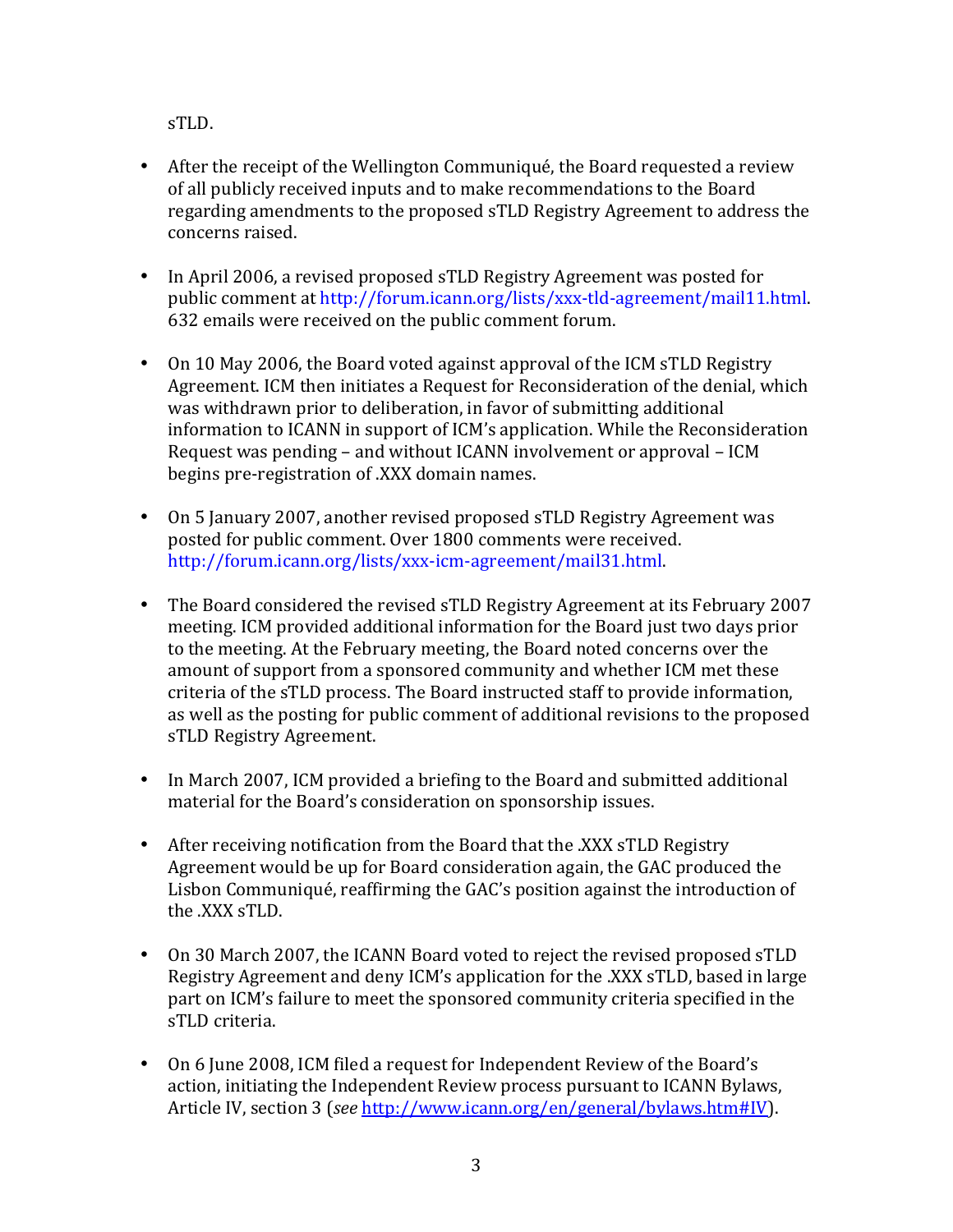sTLD.

- After the receipt of the Wellington Communiqué, the Board requested a review of all publicly received inputs and to make recommendations to the Board regarding amendments to the proposed sTLD Registry Agreement to address the concerns raised.

- In April 2006, a revised proposed sTLD Registry Agreement was posted for public comment at http://forum.icann.org/lists/xxx-tld-agreement/mail11.html. 632 emails were received on the public comment forum.

- On 10 May 2006, the Board voted against approval of the ICM sTLD Registry Agreement. ICM then initiates a Request for Reconsideration of the denial, which was withdrawn prior to deliberation, in favor of submitting additional information to ICANN in support of ICM's application. While the Reconsideration Request was pending – and without ICANN involvement or approval – ICM begins pre-registration of .XXX domain names.

- On 5 January 2007, another revised proposed sTLD Registry Agreement was posted for public comment. Over 1800 comments were received. http://forum.icann.org/lists/xxx-icm-agreement/mail31.html.

- The Board considered the revised sTLD Registry Agreement at its February 2007 meeting. ICM provided additional information for the Board just two days prior to the meeting. At the February meeting, the Board noted concerns over the amount of support from a sponsored community and whether ICM met these criteria of the sTLD process. The Board instructed staff to provide information, as well as the posting for public comment of additional revisions to the proposed sTLD Registry Agreement.

- In March 2007, ICM provided a briefing to the Board and submitted additional material for the Board's consideration on sponsorship issues.

- After receiving notification from the Board that the .XXX sTLD Registry Agreement would be up for Board consideration again, the GAC produced the Lisbon Communiqué, reaffirming the GAC's position against the introduction of the .XXX sTLD.

- On 30 March 2007, the ICANN Board voted to reject the revised proposed sTLD Registry Agreement and deny ICM's application for the .XXX sTLD, based in large part on ICM's failure to meet the sponsored community criteria specified in the sTLD criteria.

- On 6 June 2008, ICM filed a request for Independent Review of the Board's action, initiating the Independent Review process pursuant to ICANN Bylaws, Article IV, section 3 (*see* http://www.icann.org/en/general/bylaws.htm#IV).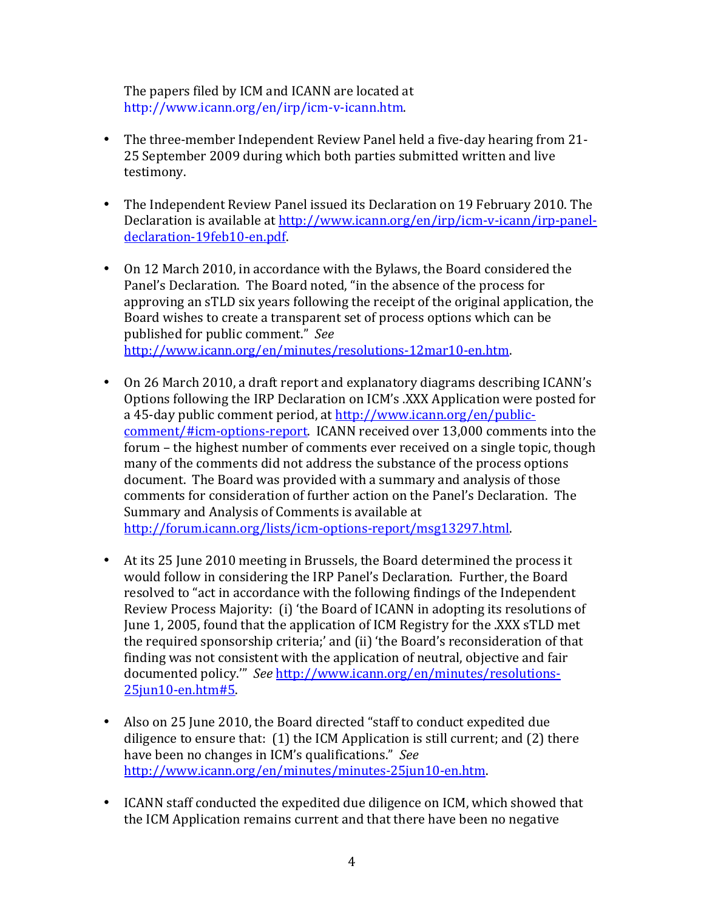The papers filed by ICM and ICANN are located at http://www.icann.org/en/irp/icm-v-icann.htm.

- The three-member Independent Review Panel held a five-day hearing from 21-25 September 2009 during which both parties submitted written and live testimony.

- The Independent Review Panel issued its Declaration on 19 February 2010. The Declaration is available at http://www.icann.org/en/irp/icm-v-icann/irp-panel-declaration-19feb10-en.pdf.

- On 12 March 2010, in accordance with the Bylaws, the Board considered the Panel's Declaration. The Board noted, "in the absence of the process for approving an sTLD six years following the receipt of the original application, the Board wishes to create a transparent set of process options which can be published for public comment." *See* http://www.icann.org/en/minutes/resolutions-12mar10-en.htm.

- On 26 March 2010, a draft report and explanatory diagrams describing ICANN's Options following the IRP Declaration on ICM's .XXX Application were posted for a 45-day public comment period, at http://www.icann.org/en/public-comment/#icm-options-report. ICANN received over 13,000 comments into the forum – the highest number of comments ever received on a single topic, though many of the comments did not address the substance of the process options document. The Board was provided with a summary and analysis of those comments for consideration of further action on the Panel's Declaration. The Summary and Analysis of Comments is available at http://forum.icann.org/lists/icm-options-report/msg13297.html.

- At its 25 June 2010 meeting in Brussels, the Board determined the process it would follow in considering the IRP Panel's Declaration. Further, the Board resolved to "act in accordance with the following findings of the Independent Review Process Majority: (i) 'the Board of ICANN in adopting its resolutions of June 1, 2005, found that the application of ICM Registry for the .XXX sTLD met the required sponsorship criteria;' and (ii) 'the Board's reconsideration of that finding was not consistent with the application of neutral, objective and fair documented policy.'" *See* http://www.icann.org/en/minutes/resolutions-25jun10-en.htm#5.

- Also on 25 June 2010, the Board directed "staff to conduct expedited due diligence to ensure that: (1) the ICM Application is still current; and (2) there have been no changes in ICM's qualifications." *See* http://www.icann.org/en/minutes/minutes-25jun10-en.htm.

- ICANN staff conducted the expedited due diligence on ICM, which showed that the ICM Application remains current and that there have been no negative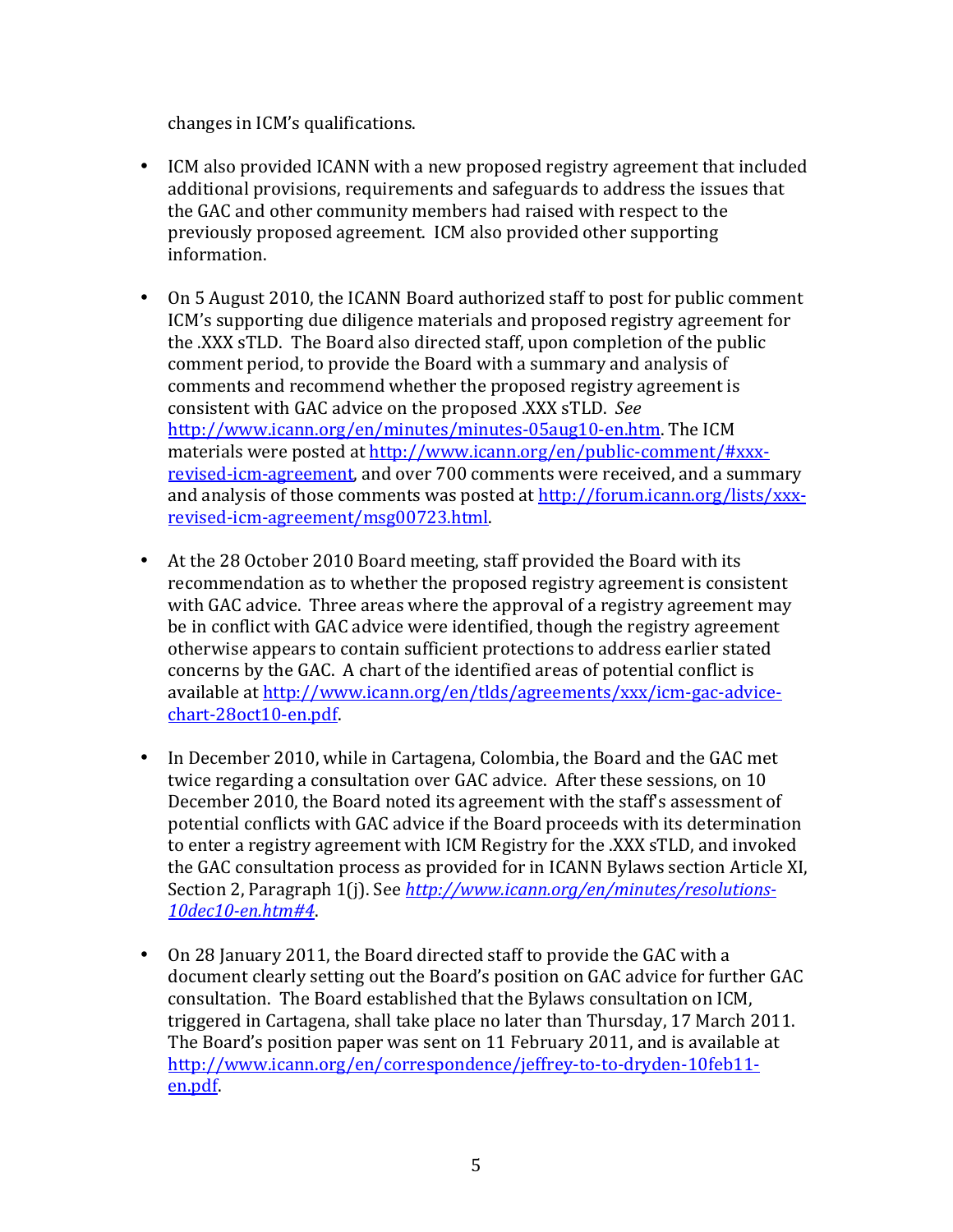changes in ICM's qualifications.

- ICM also provided ICANN with a new proposed registry agreement that included additional provisions, requirements and safeguards to address the issues that the GAC and other community members had raised with respect to the previously proposed agreement. ICM also provided other supporting information.

- On 5 August 2010, the ICANN Board authorized staff to post for public comment ICM's supporting due diligence materials and proposed registry agreement for the .XXX sTLD. The Board also directed staff, upon completion of the public comment period, to provide the Board with a summary and analysis of comments and recommend whether the proposed registry agreement is consistent with GAC advice on the proposed .XXX sTLD. *See* [http://www.icann.org/en/minutes/minutes-05aug10-en.htm](http://www.icann.org/en/minutes/minutes-05aug10-en.htm). The ICM materials were posted at [http://www.icann.org/en/public-comment/#xxx-revised-icm-agreement](http://www.icann.org/en/public-comment/#xxx-revised-icm-agreement), and over 700 comments were received, and a summary and analysis of those comments was posted at [http://forum.icann.org/lists/xxx-revised-icm-agreement/msg00723.html](http://forum.icann.org/lists/xxx-revised-icm-agreement/msg00723.html).

- At the 28 October 2010 Board meeting, staff provided the Board with its recommendation as to whether the proposed registry agreement is consistent with GAC advice. Three areas where the approval of a registry agreement may be in conflict with GAC advice were identified, though the registry agreement otherwise appears to contain sufficient protections to address earlier stated concerns by the GAC. A chart of the identified areas of potential conflict is available at [http://www.icann.org/en/tlds/agreements/xxx/icm-gac-advice-chart-28oct10-en.pdf](http://www.icann.org/en/tlds/agreements/xxx/icm-gac-advice-chart-28oct10-en.pdf).

- In December 2010, while in Cartagena, Colombia, the Board and the GAC met twice regarding a consultation over GAC advice. After these sessions, on 10 December 2010, the Board noted its agreement with the staff's assessment of potential conflicts with GAC advice if the Board proceeds with its determination to enter a registry agreement with ICM Registry for the .XXX sTLD, and invoked the GAC consultation process as provided for in ICANN Bylaws section Article XI, Section 2, Paragraph 1(j). See [*http://www.icann.org/en/minutes/resolutions-10dec10-en.htm#4*](http://www.icann.org/en/minutes/resolutions-10dec10-en.htm#4).

- On 28 January 2011, the Board directed staff to provide the GAC with a document clearly setting out the Board's position on GAC advice for further GAC consultation. The Board established that the Bylaws consultation on ICM, triggered in Cartagena, shall take place no later than Thursday, 17 March 2011. The Board's position paper was sent on 11 February 2011, and is available at [http://www.icann.org/en/correspondence/jeffrey-to-to-dryden-10feb11-en.pdf](http://www.icann.org/en/correspondence/jeffrey-to-to-dryden-10feb11-en.pdf).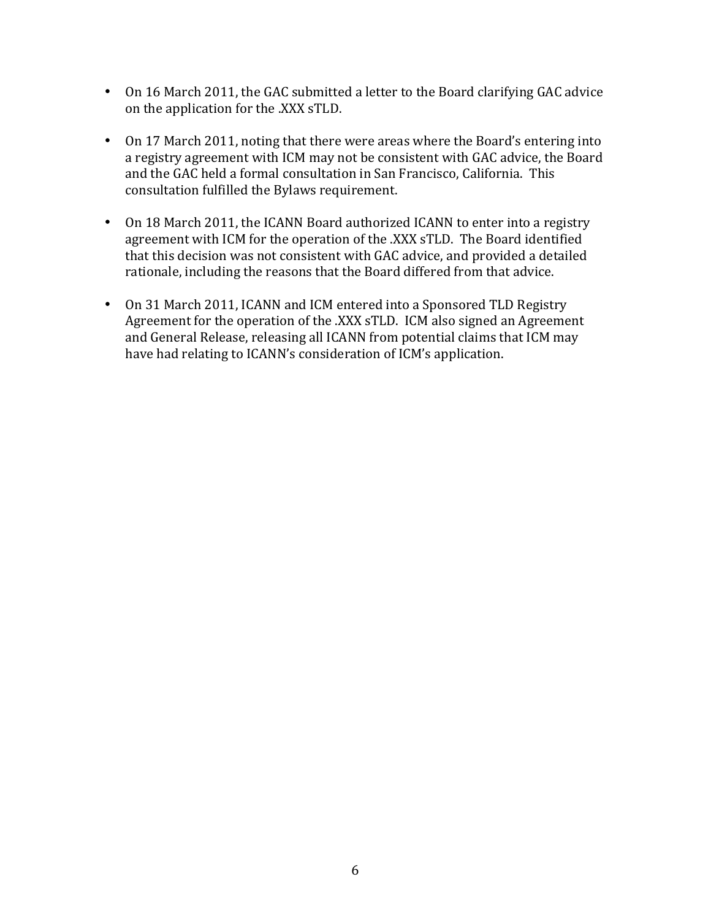- On 16 March 2011, the GAC submitted a letter to the Board clarifying GAC advice on the application for the .XXX sTLD.

- On 17 March 2011, noting that there were areas where the Board's entering into a registry agreement with ICM may not be consistent with GAC advice, the Board and the GAC held a formal consultation in San Francisco, California. This consultation fulfilled the Bylaws requirement.

- On 18 March 2011, the ICANN Board authorized ICANN to enter into a registry agreement with ICM for the operation of the .XXX sTLD. The Board identified that this decision was not consistent with GAC advice, and provided a detailed rationale, including the reasons that the Board differed from that advice.

- On 31 March 2011, ICANN and ICM entered into a Sponsored TLD Registry Agreement for the operation of the .XXX sTLD. ICM also signed an Agreement and General Release, releasing all ICANN from potential claims that ICM may have had relating to ICANN's consideration of ICM's application.